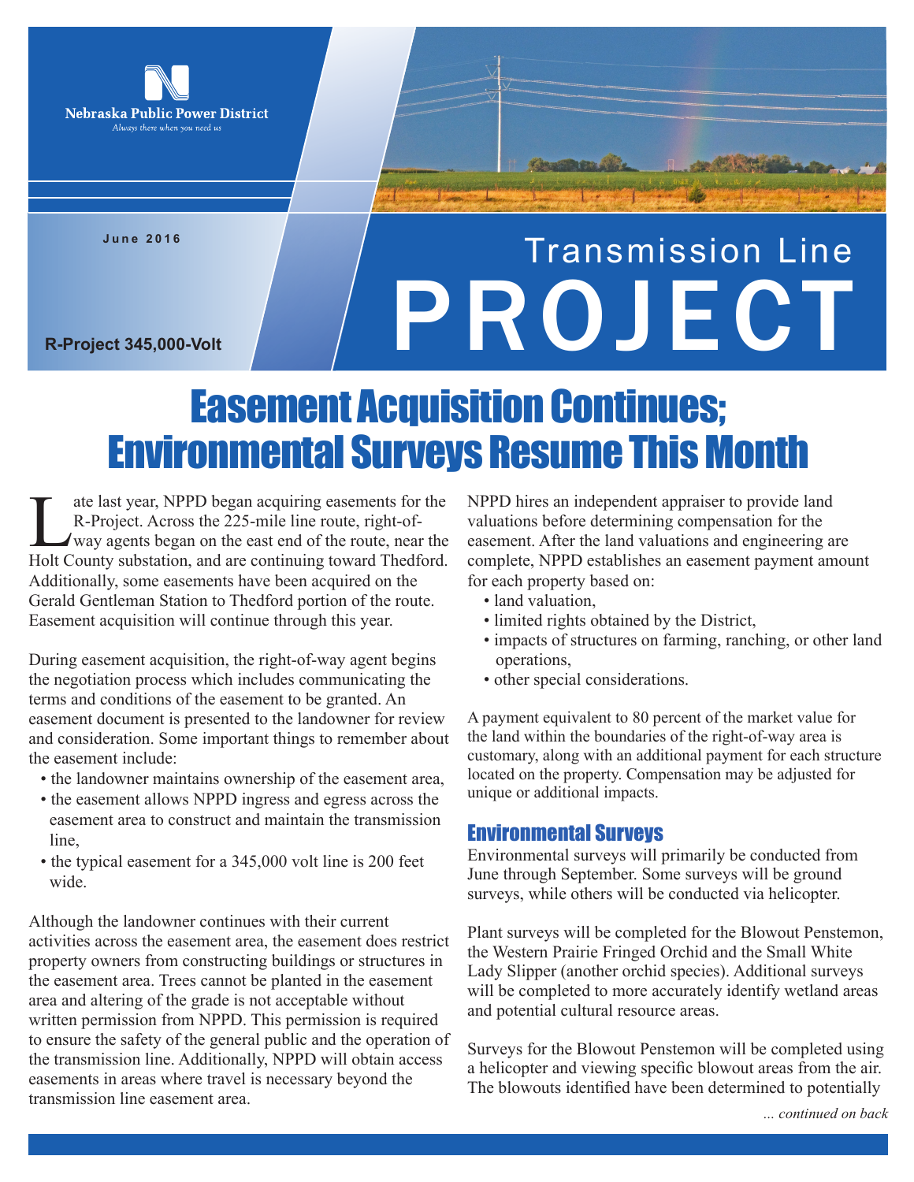Nebraska Public Power District

*Always there when you need us*

June 2016

R-Project 345,000-Volt

# Transmission Line PROJECT

## Easement Acquisition Continues; Environmental Surveys Resume This Month

Late last year, NPPD began acquiring easements for the R-Project. Across the 225-mile line route, right-of-way agents began on the east end of the route, near the Holt County substation, and are continuing toward Thedford. Additionally, some easements have been acquired on the Gerald Gentleman Station to Thedford portion of the route. Easement acquisition will continue through this year.

During easement acquisition, the right-of-way agent begins the negotiation process which includes communicating the terms and conditions of the easement to be granted. An easement document is presented to the landowner for review and consideration. Some important things to remember about the easement include:

- the landowner maintains ownership of the easement area,
- the easement allows NPPD ingress and egress across the easement area to construct and maintain the transmission line,
- the typical easement for a 345,000 volt line is 200 feet wide.

Although the landowner continues with their current activities across the easement area, the easement does restrict property owners from constructing buildings or structures in the easement area. Trees cannot be planted in the easement area and altering of the grade is not acceptable without written permission from NPPD. This permission is required to ensure the safety of the general public and the operation of the transmission line. Additionally, NPPD will obtain access easements in areas where travel is necessary beyond the transmission line easement area.

NPPD hires an independent appraiser to provide land valuations before determining compensation for the easement. After the land valuations and engineering are complete, NPPD establishes an easement payment amount for each property based on:

- land valuation,
- limited rights obtained by the District,
- impacts of structures on farming, ranching, or other land operations,
- other special considerations.

A payment equivalent to 80 percent of the market value for the land within the boundaries of the right-of-way area is customary, along with an additional payment for each structure located on the property. Compensation may be adjusted for unique or additional impacts.

### Environmental Surveys

Environmental surveys will primarily be conducted from June through September. Some surveys will be ground surveys, while others will be conducted via helicopter.

Plant surveys will be completed for the Blowout Penstemon, the Western Prairie Fringed Orchid and the Small White Lady Slipper (another orchid species). Additional surveys will be completed to more accurately identify wetland areas and potential cultural resource areas.

Surveys for the Blowout Penstemon will be completed using a helicopter and viewing specific blowout areas from the air. The blowouts identified have been determined to potentially

*... continued on back*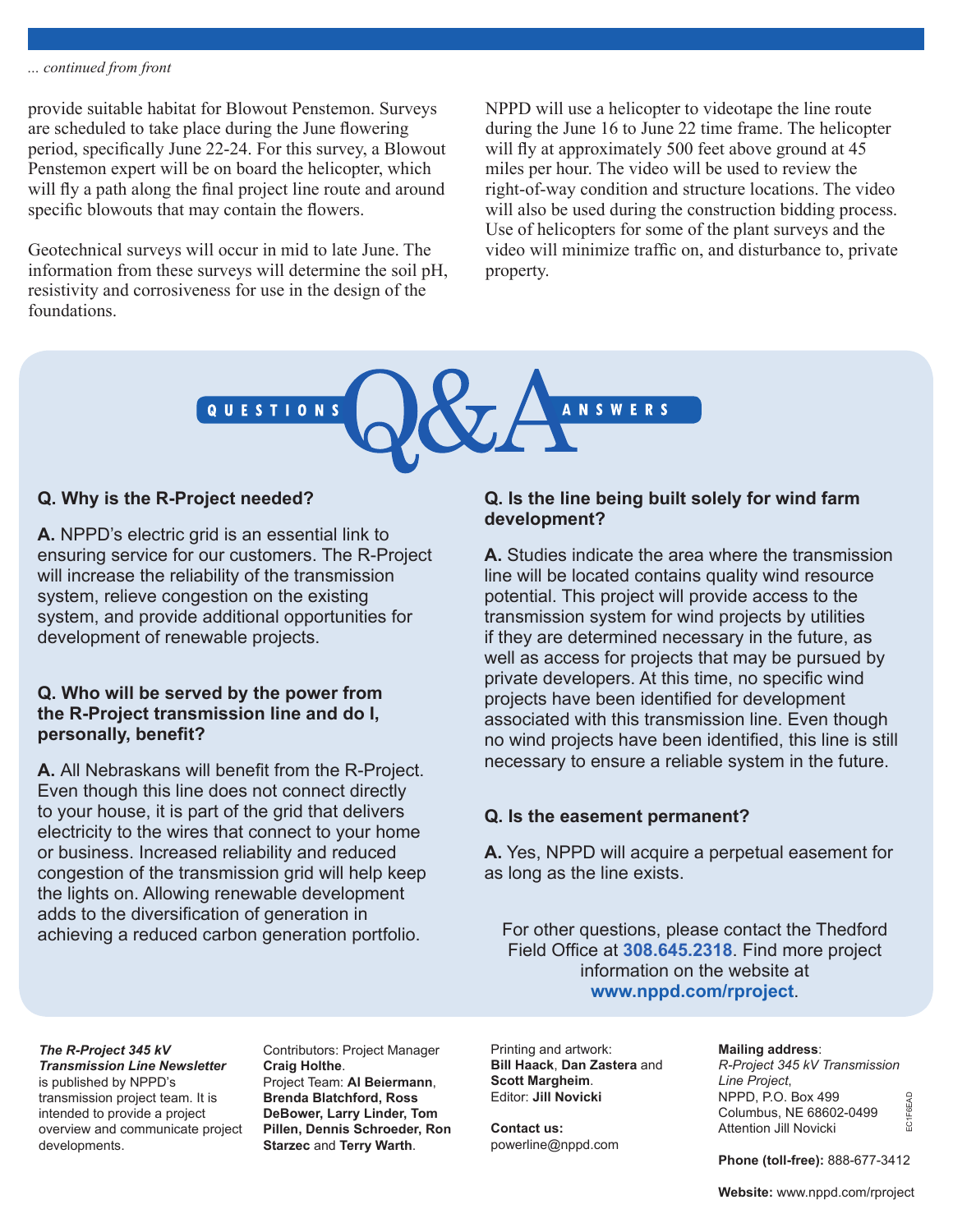*... continued from front*

provide suitable habitat for Blowout Penstemon. Surveys are scheduled to take place during the June flowering period, specifically June 22-24. For this survey, a Blowout Penstemon expert will be on board the helicopter, which will fly a path along the final project line route and around specific blowouts that may contain the flowers.

Geotechnical surveys will occur in mid to late June. The information from these surveys will determine the soil pH, resistivity and corrosiveness for use in the design of the foundations.

NPPD will use a helicopter to videotape the line route during the June 16 to June 22 time frame. The helicopter will fly at approximately 500 feet above ground at 45 miles per hour. The video will be used to review the right-of-way condition and structure locations. The video will also be used during the construction bidding process. Use of helicopters for some of the plant surveys and the video will minimize traffic on, and disturbance to, private property.

## QUESTIONS Q&A ANSWERS

**Q. Why is the R-Project needed?**

**A.** NPPD's electric grid is an essential link to ensuring service for our customers. The R-Project will increase the reliability of the transmission system, relieve congestion on the existing system, and provide additional opportunities for development of renewable projects.

**Q. Who will be served by the power from the R-Project transmission line and do I, personally, benefit?**

**A.** All Nebraskans will benefit from the R-Project. Even though this line does not connect directly to your house, it is part of the grid that delivers electricity to the wires that connect to your home or business. Increased reliability and reduced congestion of the transmission grid will help keep the lights on. Allowing renewable development adds to the diversification of generation in achieving a reduced carbon generation portfolio.

**Q. Is the line being built solely for wind farm development?**

**A.** Studies indicate the area where the transmission line will be located contains quality wind resource potential. This project will provide access to the transmission system for wind projects by utilities if they are determined necessary in the future, as well as access for projects that may be pursued by private developers. At this time, no specific wind projects have been identified for development associated with this transmission line. Even though no wind projects have been identified, this line is still necessary to ensure a reliable system in the future.

**Q. Is the easement permanent?**

**A.** Yes, NPPD will acquire a perpetual easement for as long as the line exists.

For other questions, please contact the Thedford Field Office at **308.645.2318**. Find more project information on the website at **www.nppd.com/rproject**.

***The R-Project 345 kV Transmission Line Newsletter*** is published by NPPD's transmission project team. It is intended to provide a project overview and communicate project developments.

Contributors: Project Manager **Craig Holthe**. Project Team: **Al Beiermann**, **Brenda Blatchford, Ross DeBower, Larry Linder, Tom Pillen, Dennis Schroeder, Ron Starzec** and **Terry Warth**.

Printing and artwork: **Bill Haack**, **Dan Zastera** and **Scott Margheim**. Editor: **Jill Novicki**

**Contact us:**
powerline@nppd.com

**Mailing address**:
*R-Project 345 kV Transmission Line Project*,
NPPD, P.O. Box 499
Columbus, NE 68602-0499
Attention Jill Novicki

**Phone (toll-free):** 888-677-3412

**Website:** www.nppd.com/rproject

EC1F6EAD